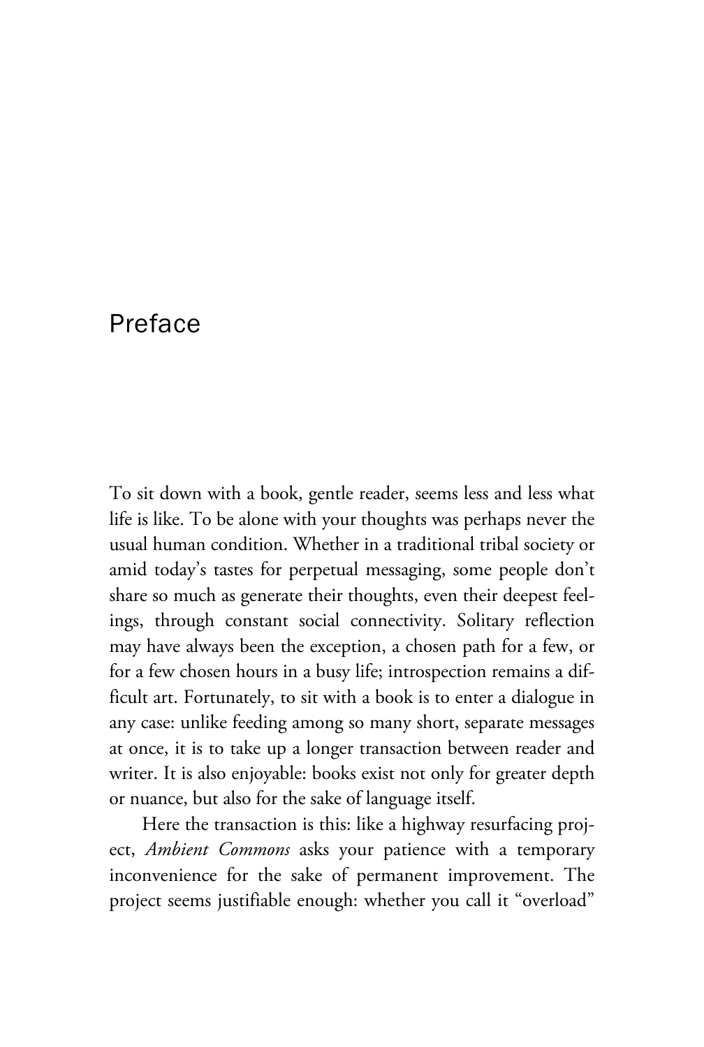# Preface

To sit down with a book, gentle reader, seems less and less what life is like. To be alone with your thoughts was perhaps never the usual human condition. Whether in a traditional tribal society or amid today's tastes for perpetual messaging, some people don't share so much as generate their thoughts, even their deepest feelings, through constant social connectivity. Solitary reflection may have always been the exception, a chosen path for a few, or for a few chosen hours in a busy life; introspection remains a difficult art. Fortunately, to sit with a book is to enter a dialogue in any case: unlike feeding among so many short, separate messages at once, it is to take up a longer transaction between reader and writer. It is also enjoyable: books exist not only for greater depth or nuance, but also for the sake of language itself.

Here the transaction is this: like a highway resurfacing project, *Ambient Commons* asks your patience with a temporary inconvenience for the sake of permanent improvement. The project seems justifiable enough: whether you call it "overload"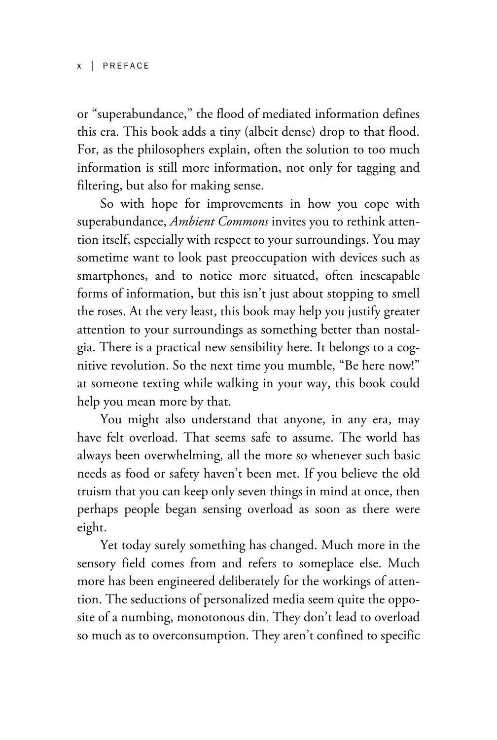or "superabundance," the flood of mediated information defines this era. This book adds a tiny (albeit dense) drop to that flood. For, as the philosophers explain, often the solution to too much information is still more information, not only for tagging and filtering, but also for making sense.

So with hope for improvements in how you cope with superabundance, *Ambient Commons* invites you to rethink attention itself, especially with respect to your surroundings. You may sometime want to look past preoccupation with devices such as smartphones, and to notice more situated, often inescapable forms of information, but this isn't just about stopping to smell the roses. At the very least, this book may help you justify greater attention to your surroundings as something better than nostalgia. There is a practical new sensibility here. It belongs to a cognitive revolution. So the next time you mumble, "Be here now!" at someone texting while walking in your way, this book could help you mean more by that.

You might also understand that anyone, in any era, may have felt overload. That seems safe to assume. The world has always been overwhelming, all the more so whenever such basic needs as food or safety haven't been met. If you believe the old truism that you can keep only seven things in mind at once, then perhaps people began sensing overload as soon as there were eight.

Yet today surely something has changed. Much more in the sensory field comes from and refers to someplace else. Much more has been engineered deliberately for the workings of attention. The seductions of personalized media seem quite the opposite of a numbing, monotonous din. They don't lead to overload so much as to overconsumption. They aren't confined to specific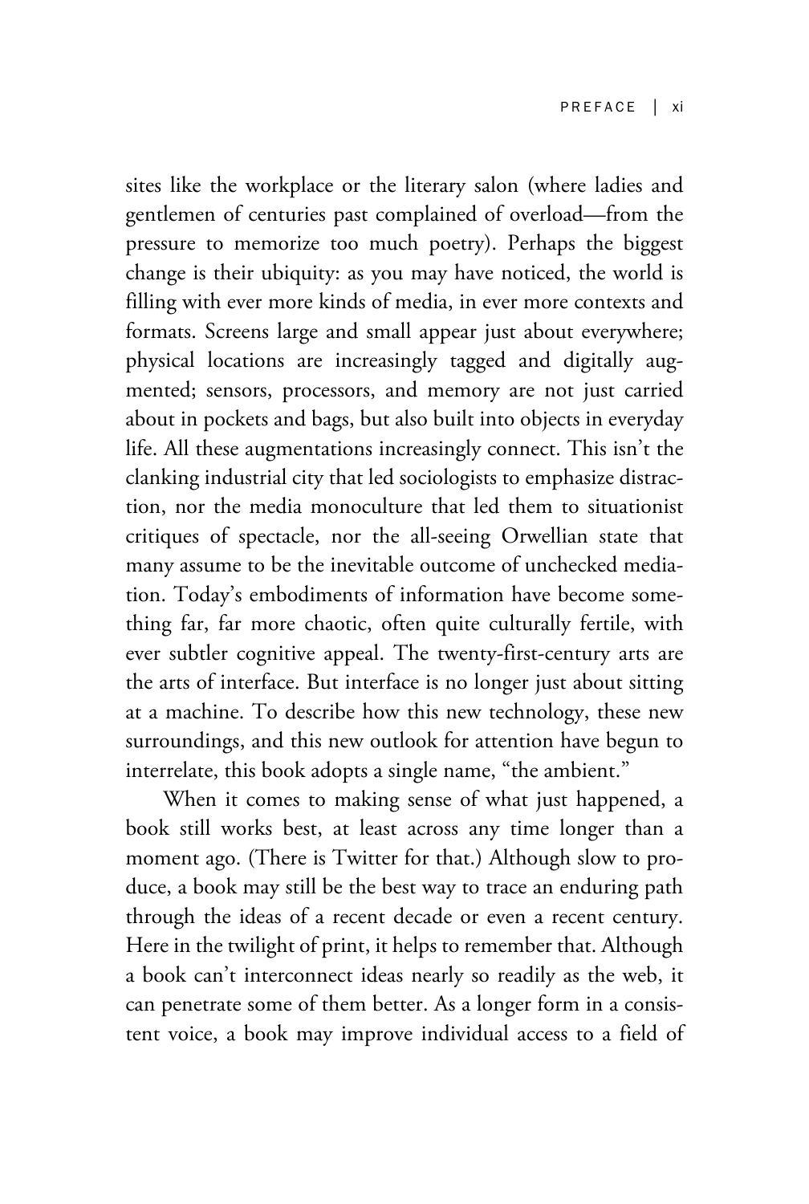sites like the workplace or the literary salon (where ladies and gentlemen of centuries past complained of overload—from the pressure to memorize too much poetry). Perhaps the biggest change is their ubiquity: as you may have noticed, the world is filling with ever more kinds of media, in ever more contexts and formats. Screens large and small appear just about everywhere; physical locations are increasingly tagged and digitally augmented; sensors, processors, and memory are not just carried about in pockets and bags, but also built into objects in everyday life. All these augmentations increasingly connect. This isn't the clanking industrial city that led sociologists to emphasize distraction, nor the media monoculture that led them to situationist critiques of spectacle, nor the all-seeing Orwellian state that many assume to be the inevitable outcome of unchecked mediation. Today's embodiments of information have become something far, far more chaotic, often quite culturally fertile, with ever subtler cognitive appeal. The twenty-first-century arts are the arts of interface. But interface is no longer just about sitting at a machine. To describe how this new technology, these new surroundings, and this new outlook for attention have begun to interrelate, this book adopts a single name, "the ambient."

When it comes to making sense of what just happened, a book still works best, at least across any time longer than a moment ago. (There is Twitter for that.) Although slow to produce, a book may still be the best way to trace an enduring path through the ideas of a recent decade or even a recent century. Here in the twilight of print, it helps to remember that. Although a book can't interconnect ideas nearly so readily as the web, it can penetrate some of them better. As a longer form in a consistent voice, a book may improve individual access to a field of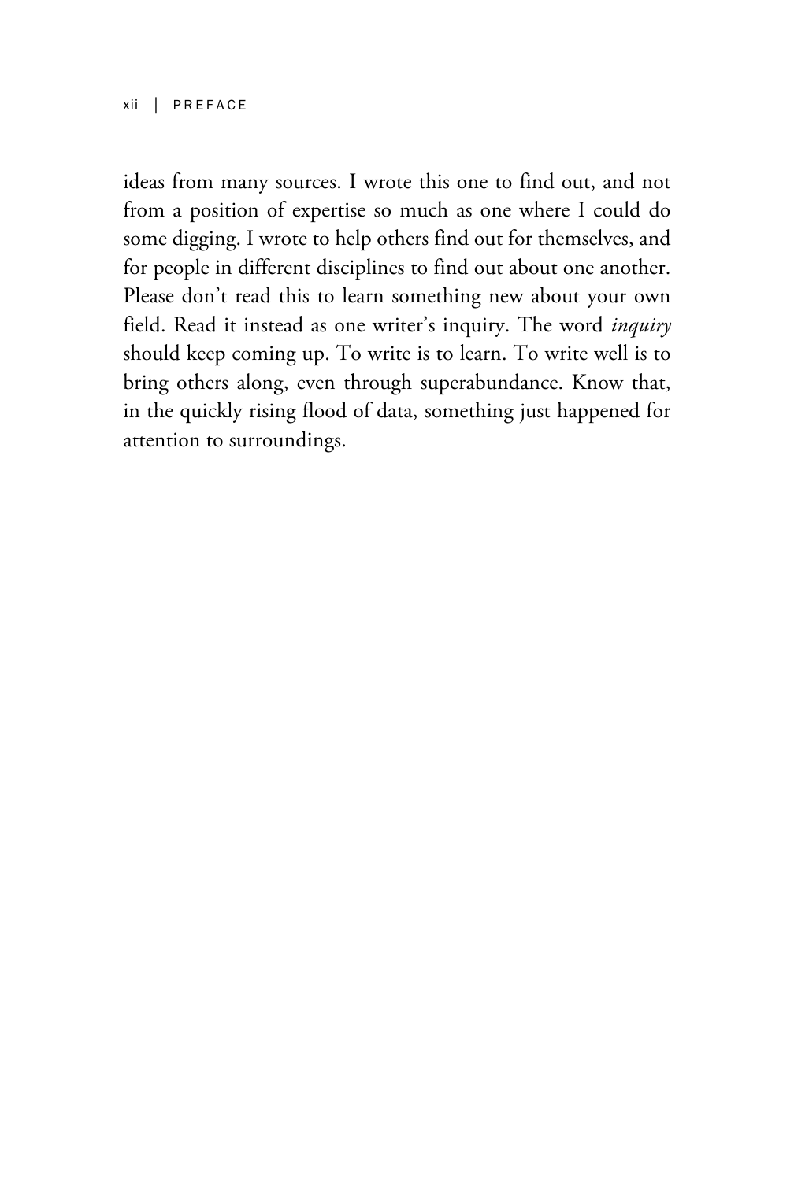ideas from many sources. I wrote this one to find out, and not from a position of expertise so much as one where I could do some digging. I wrote to help others find out for themselves, and for people in different disciplines to find out about one another. Please don't read this to learn something new about your own field. Read it instead as one writer's inquiry. The word *inquiry* should keep coming up. To write is to learn. To write well is to bring others along, even through superabundance. Know that, in the quickly rising flood of data, something just happened for attention to surroundings.